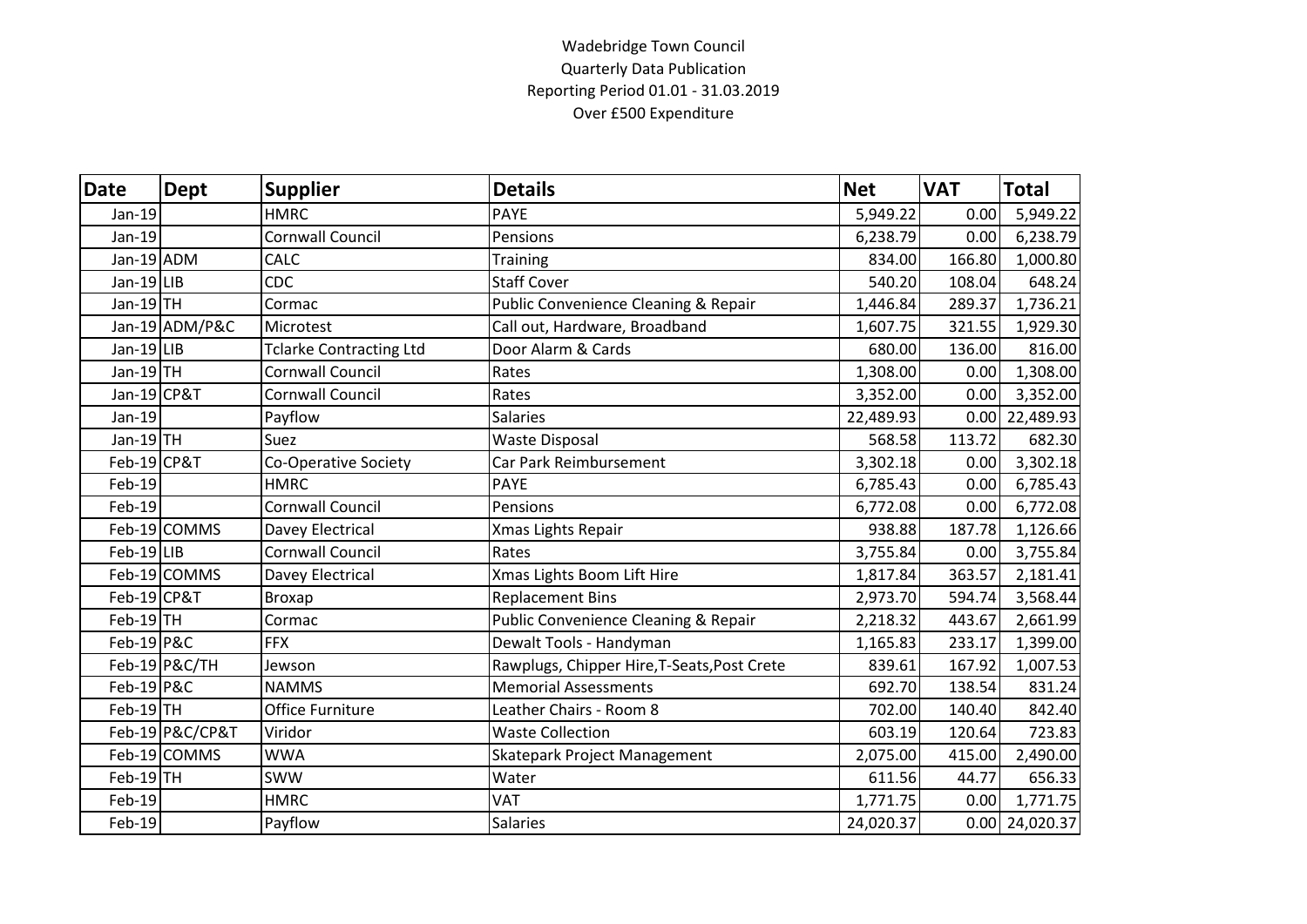Wadebridge Town Council
Quarterly Data Publication
Reporting Period 01.01 - 31.03.2019
Over £500 Expenditure

| Date | Dept | Supplier | Details | Net | VAT | Total |
|---|---|---|---|---|---|---|
| Jan-19 | | HMRC | PAYE | 5,949.22 | 0.00 | 5,949.22 |
| Jan-19 | | Cornwall Council | Pensions | 6,238.79 | 0.00 | 6,238.79 |
| Jan-19 | ADM | CALC | Training | 834.00 | 166.80 | 1,000.80 |
| Jan-19 | LIB | CDC | Staff Cover | 540.20 | 108.04 | 648.24 |
| Jan-19 | TH | Cormac | Public Convenience Cleaning & Repair | 1,446.84 | 289.37 | 1,736.21 |
| Jan-19 | ADM/P&C | Microtest | Call out, Hardware, Broadband | 1,607.75 | 321.55 | 1,929.30 |
| Jan-19 | LIB | Tclarke Contracting Ltd | Door Alarm & Cards | 680.00 | 136.00 | 816.00 |
| Jan-19 | TH | Cornwall Council | Rates | 1,308.00 | 0.00 | 1,308.00 |
| Jan-19 | CP&T | Cornwall Council | Rates | 3,352.00 | 0.00 | 3,352.00 |
| Jan-19 | | Payflow | Salaries | 22,489.93 | 0.00 | 22,489.93 |
| Jan-19 | TH | Suez | Waste Disposal | 568.58 | 113.72 | 682.30 |
| Feb-19 | CP&T | Co-Operative Society | Car Park Reimbursement | 3,302.18 | 0.00 | 3,302.18 |
| Feb-19 | | HMRC | PAYE | 6,785.43 | 0.00 | 6,785.43 |
| Feb-19 | | Cornwall Council | Pensions | 6,772.08 | 0.00 | 6,772.08 |
| Feb-19 | COMMS | Davey Electrical | Xmas Lights Repair | 938.88 | 187.78 | 1,126.66 |
| Feb-19 | LIB | Cornwall Council | Rates | 3,755.84 | 0.00 | 3,755.84 |
| Feb-19 | COMMS | Davey Electrical | Xmas Lights Boom Lift Hire | 1,817.84 | 363.57 | 2,181.41 |
| Feb-19 | CP&T | Broxap | Replacement Bins | 2,973.70 | 594.74 | 3,568.44 |
| Feb-19 | TH | Cormac | Public Convenience Cleaning & Repair | 2,218.32 | 443.67 | 2,661.99 |
| Feb-19 | P&C | FFX | Dewalt Tools - Handyman | 1,165.83 | 233.17 | 1,399.00 |
| Feb-19 | P&C/TH | Jewson | Rawplugs, Chipper Hire,T-Seats,Post Crete | 839.61 | 167.92 | 1,007.53 |
| Feb-19 | P&C | NAMMS | Memorial Assessments | 692.70 | 138.54 | 831.24 |
| Feb-19 | TH | Office Furniture | Leather Chairs - Room 8 | 702.00 | 140.40 | 842.40 |
| Feb-19 | P&C/CP&T | Viridor | Waste Collection | 603.19 | 120.64 | 723.83 |
| Feb-19 | COMMS | WWA | Skatepark Project Management | 2,075.00 | 415.00 | 2,490.00 |
| Feb-19 | TH | SWW | Water | 611.56 | 44.77 | 656.33 |
| Feb-19 | | HMRC | VAT | 1,771.75 | 0.00 | 1,771.75 |
| Feb-19 | | Payflow | Salaries | 24,020.37 | 0.00 | 24,020.37 |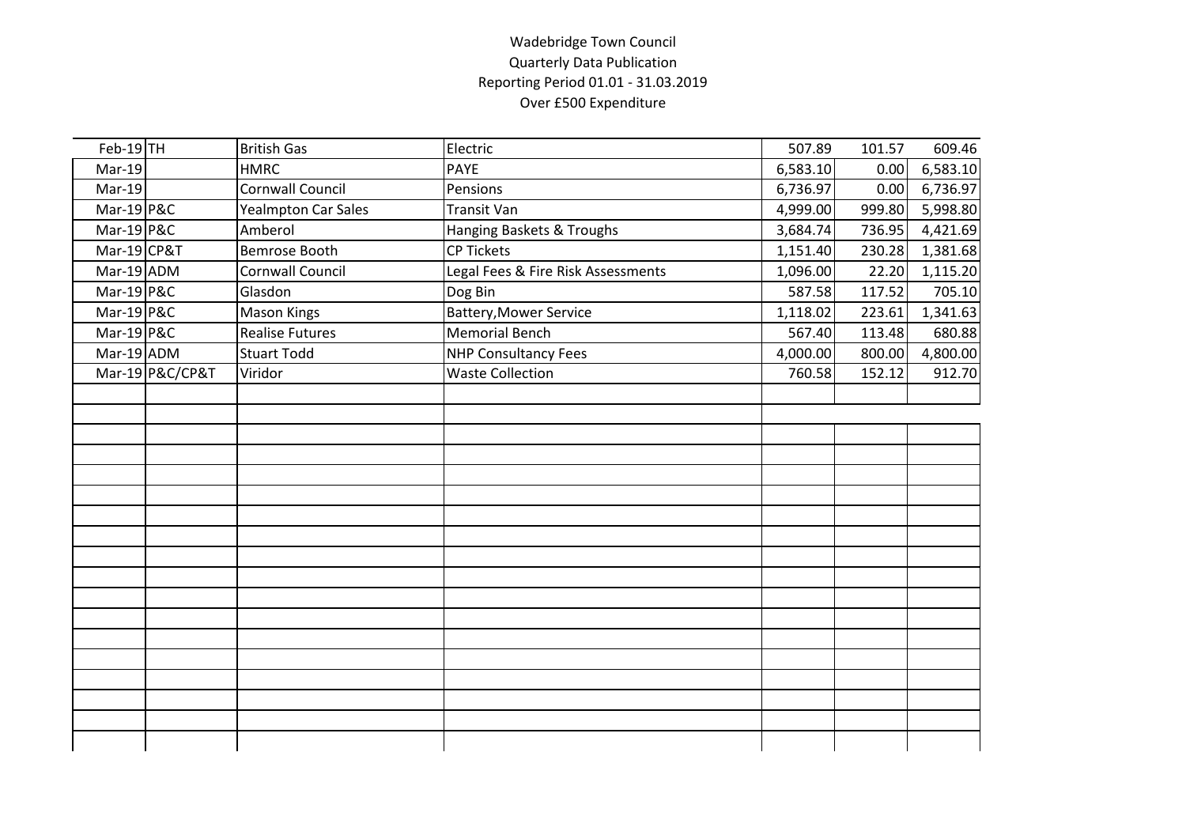Wadebridge Town Council

Quarterly Data Publication

Reporting Period 01.01 - 31.03.2019

Over £500 Expenditure

| | | | | | | |
|---|---|---|---|---|---|---|
| Feb-19 | TH | British Gas | Electric | 507.89 | 101.57 | 609.46 |
| Mar-19 | | HMRC | PAYE | 6,583.10 | 0.00 | 6,583.10 |
| Mar-19 | | Cornwall Council | Pensions | 6,736.97 | 0.00 | 6,736.97 |
| Mar-19 | P&C | Yealmpton Car Sales | Transit Van | 4,999.00 | 999.80 | 5,998.80 |
| Mar-19 | P&C | Amberol | Hanging Baskets & Troughs | 3,684.74 | 736.95 | 4,421.69 |
| Mar-19 | CP&T | Bemrose Booth | CP Tickets | 1,151.40 | 230.28 | 1,381.68 |
| Mar-19 | ADM | Cornwall Council | Legal Fees & Fire Risk Assessments | 1,096.00 | 22.20 | 1,115.20 |
| Mar-19 | P&C | Glasdon | Dog Bin | 587.58 | 117.52 | 705.10 |
| Mar-19 | P&C | Mason Kings | Battery,Mower Service | 1,118.02 | 223.61 | 1,341.63 |
| Mar-19 | P&C | Realise Futures | Memorial Bench | 567.40 | 113.48 | 680.88 |
| Mar-19 | ADM | Stuart Todd | NHP Consultancy Fees | 4,000.00 | 800.00 | 4,800.00 |
| Mar-19 | P&C/CP&T | Viridor | Waste Collection | 760.58 | 152.12 | 912.70 |